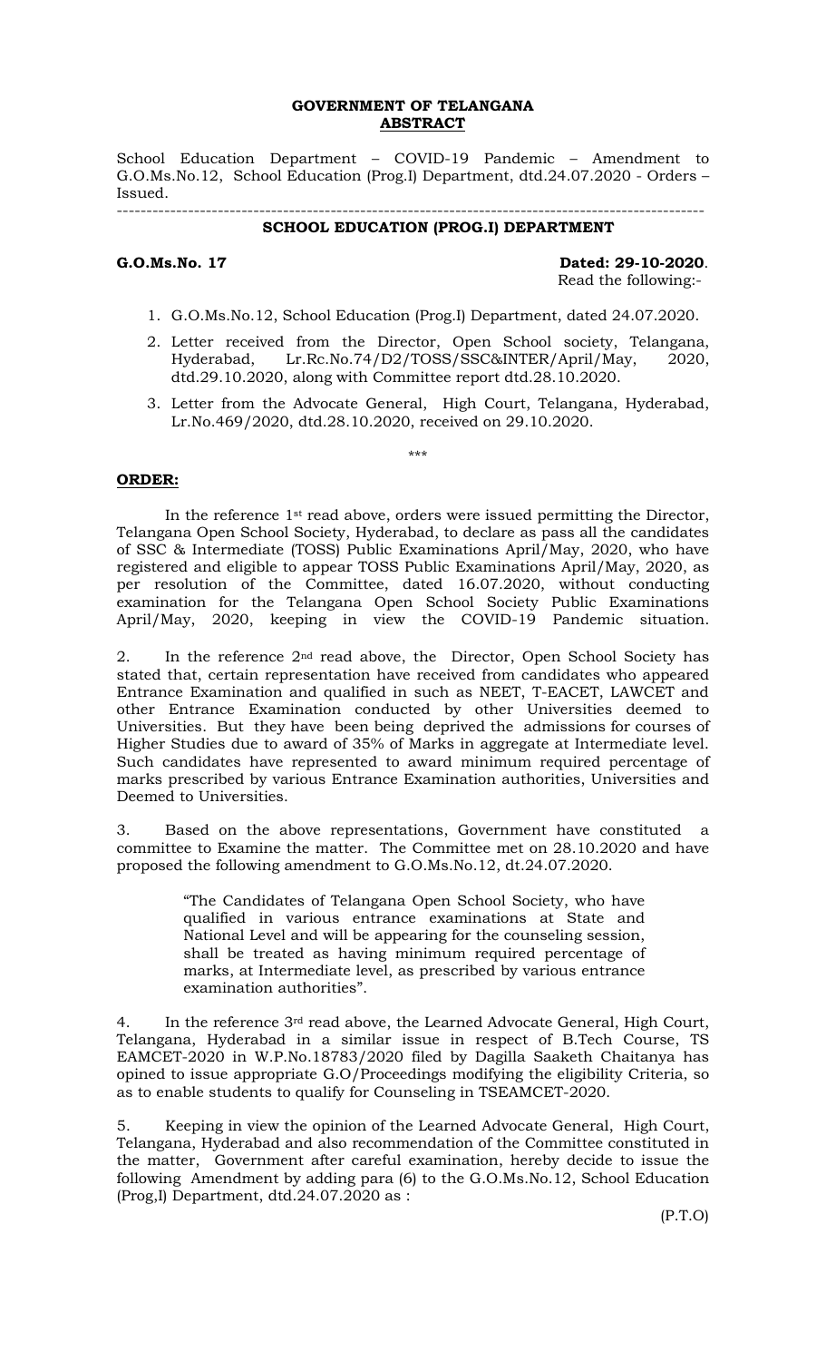**GOVERNMENT OF TELANGANA**
**ABSTRACT**

School Education Department – COVID-19 Pandemic – Amendment to G.O.Ms.No.12, School Education (Prog.I) Department, dtd.24.07.2020 - Orders – Issued.

---

**SCHOOL EDUCATION (PROG.I) DEPARTMENT**

**G.O.Ms.No. 17** **Dated: 29-10-2020**.

Read the following:-

1. G.O.Ms.No.12, School Education (Prog.I) Department, dated 24.07.2020.
2. Letter received from the Director, Open School society, Telangana, Hyderabad, Lr.Rc.No.74/D2/TOSS/SSC&INTER/April/May, 2020, dtd.29.10.2020, along with Committee report dtd.28.10.2020.
3. Letter from the Advocate General, High Court, Telangana, Hyderabad, Lr.No.469/2020, dtd.28.10.2020, received on 29.10.2020.

\*\*\*

**ORDER:**

In the reference 1st read above, orders were issued permitting the Director, Telangana Open School Society, Hyderabad, to declare as pass all the candidates of SSC & Intermediate (TOSS) Public Examinations April/May, 2020, who have registered and eligible to appear TOSS Public Examinations April/May, 2020, as per resolution of the Committee, dated 16.07.2020, without conducting examination for the Telangana Open School Society Public Examinations April/May, 2020, keeping in view the COVID-19 Pandemic situation.

2. In the reference 2nd read above, the Director, Open School Society has stated that, certain representation have received from candidates who appeared Entrance Examination and qualified in such as NEET, T-EACET, LAWCET and other Entrance Examination conducted by other Universities deemed to Universities. But they have been being deprived the admissions for courses of Higher Studies due to award of 35% of Marks in aggregate at Intermediate level. Such candidates have represented to award minimum required percentage of marks prescribed by various Entrance Examination authorities, Universities and Deemed to Universities.

3. Based on the above representations, Government have constituted a committee to Examine the matter. The Committee met on 28.10.2020 and have proposed the following amendment to G.O.Ms.No.12, dt.24.07.2020.

> "The Candidates of Telangana Open School Society, who have qualified in various entrance examinations at State and National Level and will be appearing for the counseling session, shall be treated as having minimum required percentage of marks, at Intermediate level, as prescribed by various entrance examination authorities".

4. In the reference 3rd read above, the Learned Advocate General, High Court, Telangana, Hyderabad in a similar issue in respect of B.Tech Course, TS EAMCET-2020 in W.P.No.18783/2020 filed by Dagilla Saaketh Chaitanya has opined to issue appropriate G.O/Proceedings modifying the eligibility Criteria, so as to enable students to qualify for Counseling in TSEAMCET-2020.

5. Keeping in view the opinion of the Learned Advocate General, High Court, Telangana, Hyderabad and also recommendation of the Committee constituted in the matter, Government after careful examination, hereby decide to issue the following Amendment by adding para (6) to the G.O.Ms.No.12, School Education (Prog,I) Department, dtd.24.07.2020 as :

(P.T.O)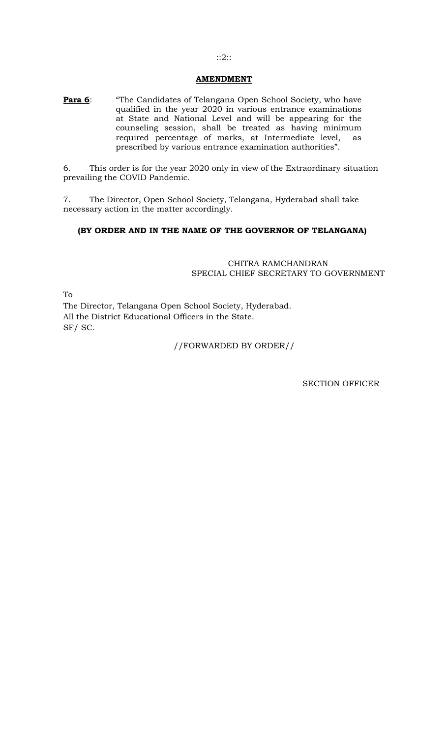## AMENDMENT

**Para 6**: "The Candidates of Telangana Open School Society, who have qualified in the year 2020 in various entrance examinations at State and National Level and will be appearing for the counseling session, shall be treated as having minimum required percentage of marks, at Intermediate level, as prescribed by various entrance examination authorities".

6. This order is for the year 2020 only in view of the Extraordinary situation prevailing the COVID Pandemic.

7. The Director, Open School Society, Telangana, Hyderabad shall take necessary action in the matter accordingly.

**(BY ORDER AND IN THE NAME OF THE GOVERNOR OF TELANGANA)**

CHITRA RAMCHANDRAN
SPECIAL CHIEF SECRETARY TO GOVERNMENT

To
The Director, Telangana Open School Society, Hyderabad.
All the District Educational Officers in the State.
SF/ SC.

//FORWARDED BY ORDER//

SECTION OFFICER